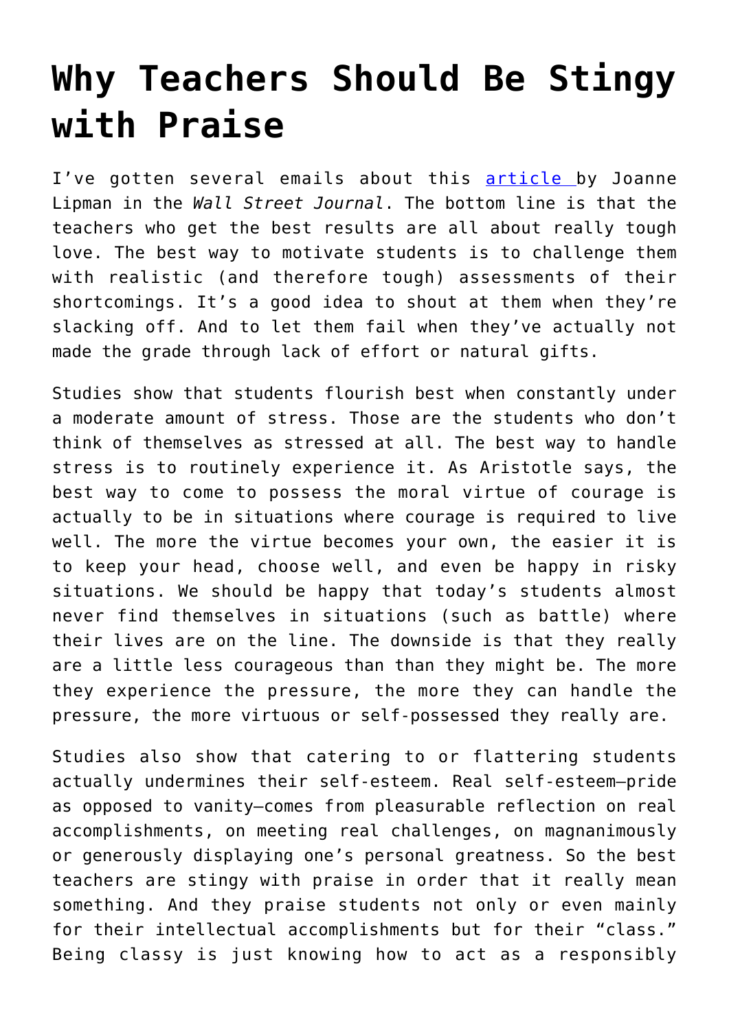# Why Teachers Should Be Stingy with Praise

I've gotten several emails about this [article ](#)by Joanne Lipman in the *Wall Street Journal*. The bottom line is that the teachers who get the best results are all about really tough love. The best way to motivate students is to challenge them with realistic (and therefore tough) assessments of their shortcomings. It's a good idea to shout at them when they're slacking off. And to let them fail when they've actually not made the grade through lack of effort or natural gifts.

Studies show that students flourish best when constantly under a moderate amount of stress. Those are the students who don't think of themselves as stressed at all. The best way to handle stress is to routinely experience it. As Aristotle says, the best way to come to possess the moral virtue of courage is actually to be in situations where courage is required to live well. The more the virtue becomes your own, the easier it is to keep your head, choose well, and even be happy in risky situations. We should be happy that today's students almost never find themselves in situations (such as battle) where their lives are on the line. The downside is that they really are a little less courageous than than they might be. The more they experience the pressure, the more they can handle the pressure, the more virtuous or self-possessed they really are.

Studies also show that catering to or flattering students actually undermines their self-esteem. Real self-esteem—pride as opposed to vanity—comes from pleasurable reflection on real accomplishments, on meeting real challenges, on magnanimously or generously displaying one's personal greatness. So the best teachers are stingy with praise in order that it really mean something. And they praise students not only or even mainly for their intellectual accomplishments but for their "class." Being classy is just knowing how to act as a responsibly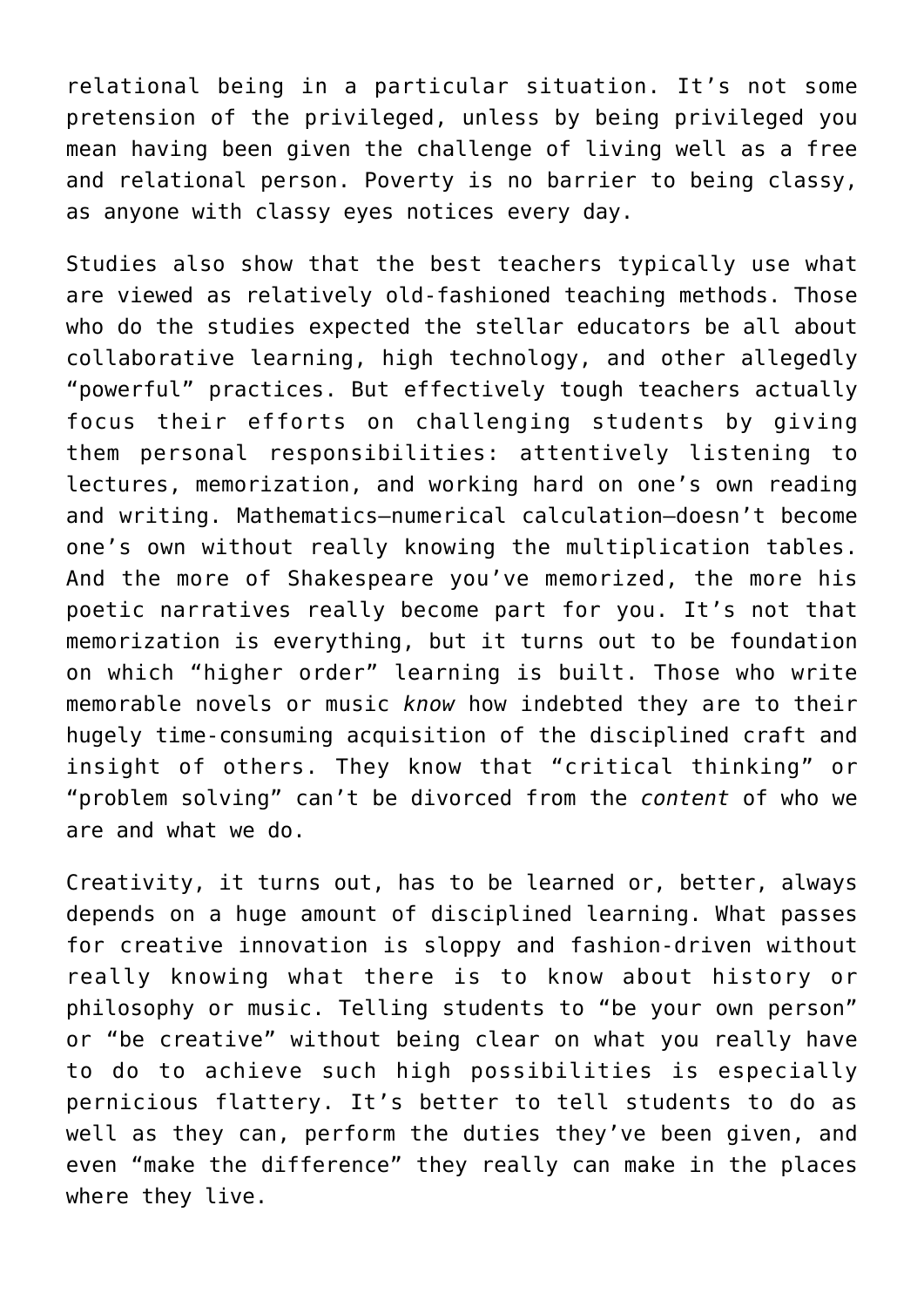relational being in a particular situation. It's not some pretension of the privileged, unless by being privileged you mean having been given the challenge of living well as a free and relational person. Poverty is no barrier to being classy, as anyone with classy eyes notices every day.

Studies also show that the best teachers typically use what are viewed as relatively old-fashioned teaching methods. Those who do the studies expected the stellar educators be all about collaborative learning, high technology, and other allegedly "powerful" practices. But effectively tough teachers actually focus their efforts on challenging students by giving them personal responsibilities: attentively listening to lectures, memorization, and working hard on one's own reading and writing. Mathematics—numerical calculation—doesn't become one's own without really knowing the multiplication tables. And the more of Shakespeare you've memorized, the more his poetic narratives really become part for you. It's not that memorization is everything, but it turns out to be foundation on which "higher order" learning is built. Those who write memorable novels or music *know* how indebted they are to their hugely time-consuming acquisition of the disciplined craft and insight of others. They know that "critical thinking" or "problem solving" can't be divorced from the *content* of who we are and what we do.

Creativity, it turns out, has to be learned or, better, always depends on a huge amount of disciplined learning. What passes for creative innovation is sloppy and fashion-driven without really knowing what there is to know about history or philosophy or music. Telling students to "be your own person" or "be creative" without being clear on what you really have to do to achieve such high possibilities is especially pernicious flattery. It's better to tell students to do as well as they can, perform the duties they've been given, and even "make the difference" they really can make in the places where they live.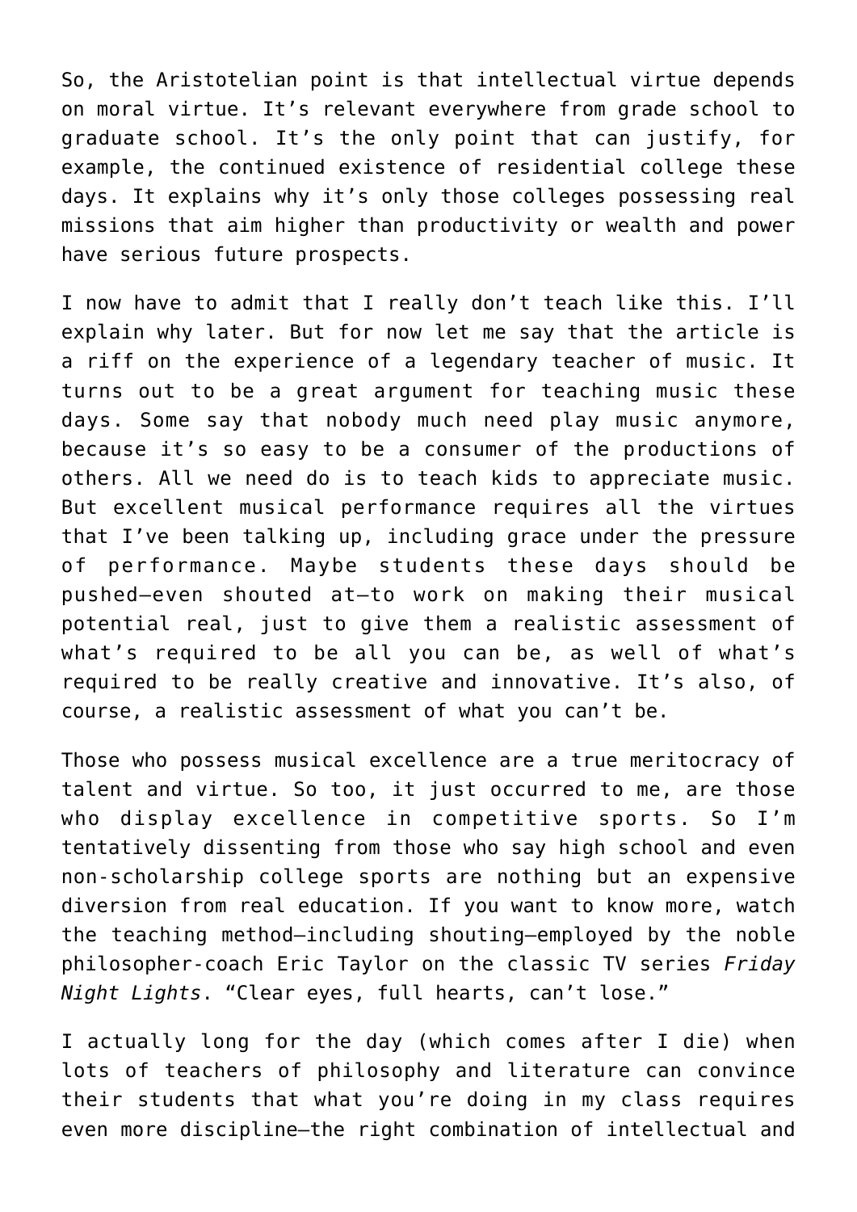So, the Aristotelian point is that intellectual virtue depends on moral virtue. It's relevant everywhere from grade school to graduate school. It's the only point that can justify, for example, the continued existence of residential college these days. It explains why it's only those colleges possessing real missions that aim higher than productivity or wealth and power have serious future prospects.

I now have to admit that I really don't teach like this. I'll explain why later. But for now let me say that the article is a riff on the experience of a legendary teacher of music. It turns out to be a great argument for teaching music these days. Some say that nobody much need play music anymore, because it's so easy to be a consumer of the productions of others. All we need do is to teach kids to appreciate music. But excellent musical performance requires all the virtues that I've been talking up, including grace under the pressure of performance. Maybe students these days should be pushed—even shouted at—to work on making their musical potential real, just to give them a realistic assessment of what's required to be all you can be, as well of what's required to be really creative and innovative. It's also, of course, a realistic assessment of what you can't be.

Those who possess musical excellence are a true meritocracy of talent and virtue. So too, it just occurred to me, are those who display excellence in competitive sports. So I'm tentatively dissenting from those who say high school and even non-scholarship college sports are nothing but an expensive diversion from real education. If you want to know more, watch the teaching method—including shouting—employed by the noble philosopher-coach Eric Taylor on the classic TV series *Friday Night Lights*. "Clear eyes, full hearts, can't lose."

I actually long for the day (which comes after I die) when lots of teachers of philosophy and literature can convince their students that what you're doing in my class requires even more discipline—the right combination of intellectual and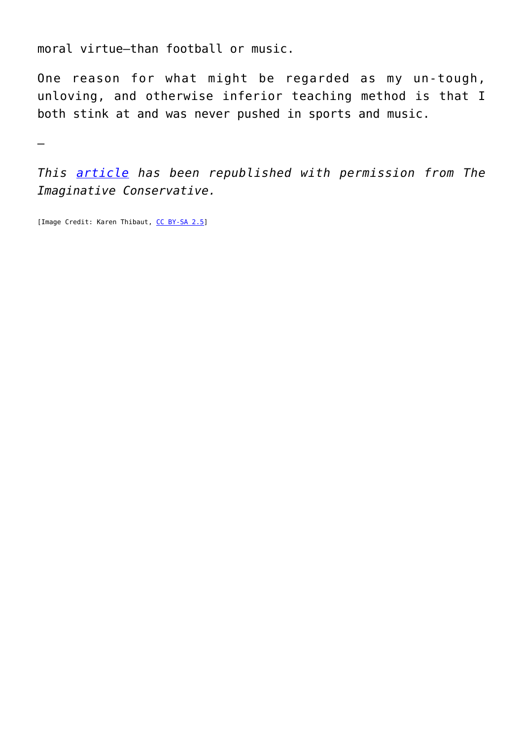moral virtue—than football or music.

One reason for what might be regarded as my un-tough, unloving, and otherwise inferior teaching method is that I both stink at and was never pushed in sports and music.

—

*This article has been republished with permission from The Imaginative Conservative.*

[Image Credit: Karen Thibaut, CC BY-SA 2.5]